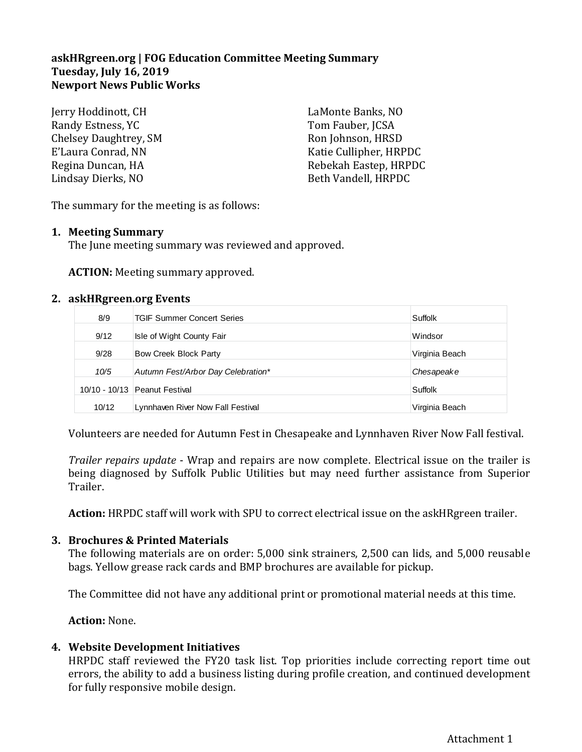**askHRgreen.org | FOG Education Committee Meeting Summary**
**Tuesday, July 16, 2019**
**Newport News Public Works**

Jerry Hoddinott, CH
Randy Estness, YC
Chelsey Daughtrey, SM
E'Laura Conrad, NN
Regina Duncan, HA
Lindsay Dierks, NO
LaMonte Banks, NO
Tom Fauber, JCSA
Ron Johnson, HRSD
Katie Cullipher, HRPDC
Rebekah Eastep, HRPDC
Beth Vandell, HRPDC

The summary for the meeting is as follows:

1. **Meeting Summary**
   The June meeting summary was reviewed and approved.

   **ACTION:** Meeting summary approved.

2. **askHRgreen.org Events**

| | | |
|---|---|---|
| 8/9 | TGIF Summer Concert Series | Suffolk |
| 9/12 | Isle of Wight County Fair | Windsor |
| 9/28 | Bow Creek Block Party | Virginia Beach |
| *10/5* | *Autumn Fest/Arbor Day Celebration** | *Chesapeake* |
| 10/10 - 10/13 | Peanut Festival | Suffolk |
| 10/12 | Lynnhaven River Now Fall Festival | Virginia Beach |

   Volunteers are needed for Autumn Fest in Chesapeake and Lynnhaven River Now Fall festival.

   *Trailer repairs update* - Wrap and repairs are now complete. Electrical issue on the trailer is being diagnosed by Suffolk Public Utilities but may need further assistance from Superior Trailer.

   **Action:** HRPDC staff will work with SPU to correct electrical issue on the askHRgreen trailer.

3. **Brochures & Printed Materials**
   The following materials are on order: 5,000 sink strainers, 2,500 can lids, and 5,000 reusable bags. Yellow grease rack cards and BMP brochures are available for pickup.

   The Committee did not have any additional print or promotional material needs at this time.

   **Action:** None.

4. **Website Development Initiatives**
   HRPDC staff reviewed the FY20 task list. Top priorities include correcting report time out errors, the ability to add a business listing during profile creation, and continued development for fully responsive mobile design.

Attachment 1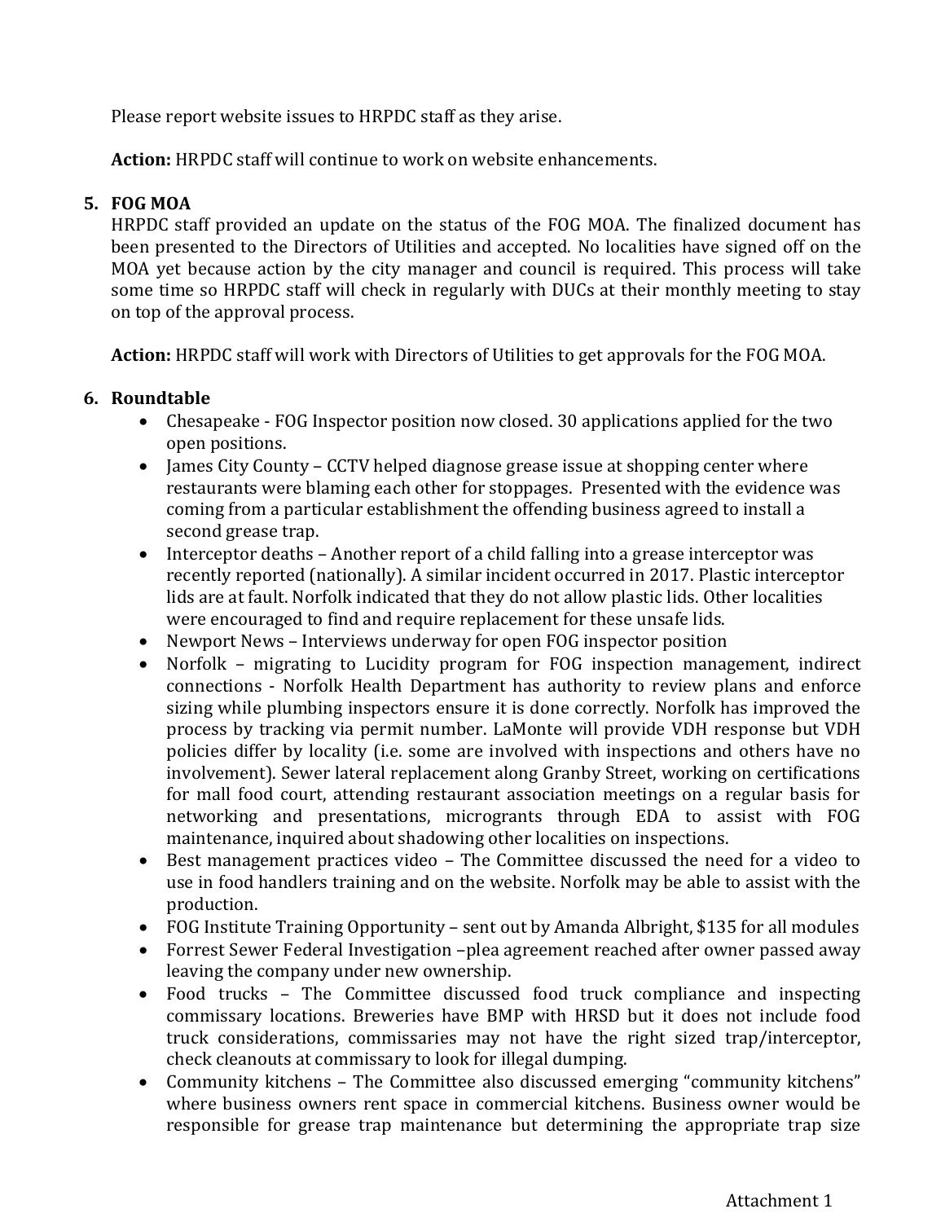Please report website issues to HRPDC staff as they arise.

**Action:** HRPDC staff will continue to work on website enhancements.

5. **FOG MOA**

HRPDC staff provided an update on the status of the FOG MOA. The finalized document has been presented to the Directors of Utilities and accepted. No localities have signed off on the MOA yet because action by the city manager and council is required. This process will take some time so HRPDC staff will check in regularly with DUCs at their monthly meeting to stay on top of the approval process.

**Action:** HRPDC staff will work with Directors of Utilities to get approvals for the FOG MOA.

6. **Roundtable**

- Chesapeake - FOG Inspector position now closed. 30 applications applied for the two open positions.
- James City County – CCTV helped diagnose grease issue at shopping center where restaurants were blaming each other for stoppages. Presented with the evidence was coming from a particular establishment the offending business agreed to install a second grease trap.
- Interceptor deaths – Another report of a child falling into a grease interceptor was recently reported (nationally). A similar incident occurred in 2017. Plastic interceptor lids are at fault. Norfolk indicated that they do not allow plastic lids. Other localities were encouraged to find and require replacement for these unsafe lids.
- Newport News – Interviews underway for open FOG inspector position
- Norfolk – migrating to Lucidity program for FOG inspection management, indirect connections - Norfolk Health Department has authority to review plans and enforce sizing while plumbing inspectors ensure it is done correctly. Norfolk has improved the process by tracking via permit number. LaMonte will provide VDH response but VDH policies differ by locality (i.e. some are involved with inspections and others have no involvement). Sewer lateral replacement along Granby Street, working on certifications for mall food court, attending restaurant association meetings on a regular basis for networking and presentations, microgrants through EDA to assist with FOG maintenance, inquired about shadowing other localities on inspections.
- Best management practices video – The Committee discussed the need for a video to use in food handlers training and on the website. Norfolk may be able to assist with the production.
- FOG Institute Training Opportunity – sent out by Amanda Albright, $135 for all modules
- Forrest Sewer Federal Investigation –plea agreement reached after owner passed away leaving the company under new ownership.
- Food trucks – The Committee discussed food truck compliance and inspecting commissary locations. Breweries have BMP with HRSD but it does not include food truck considerations, commissaries may not have the right sized trap/interceptor, check cleanouts at commissary to look for illegal dumping.
- Community kitchens – The Committee also discussed emerging "community kitchens" where business owners rent space in commercial kitchens. Business owner would be responsible for grease trap maintenance but determining the appropriate trap size

Attachment 1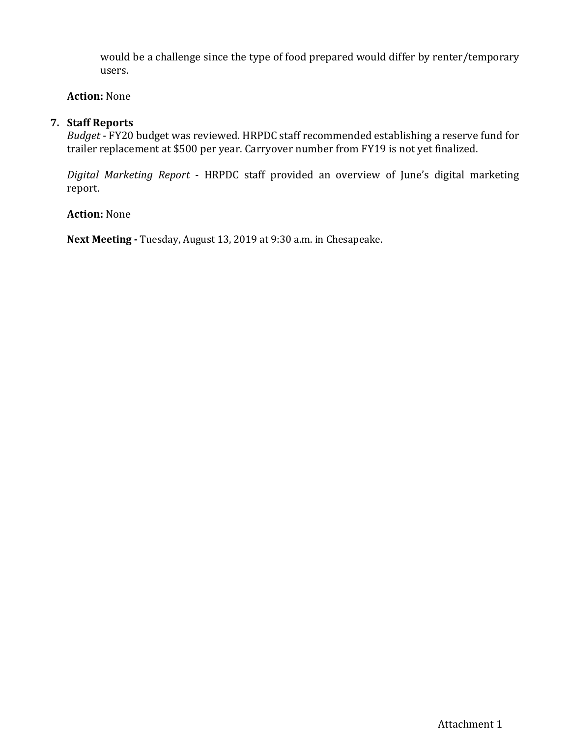would be a challenge since the type of food prepared would differ by renter/temporary users.

**Action:** None

7. **Staff Reports**

*Budget* - FY20 budget was reviewed. HRPDC staff recommended establishing a reserve fund for trailer replacement at $500 per year. Carryover number from FY19 is not yet finalized.

*Digital Marketing Report* - HRPDC staff provided an overview of June's digital marketing report.

**Action:** None

**Next Meeting -** Tuesday, August 13, 2019 at 9:30 a.m. in Chesapeake.

Attachment 1